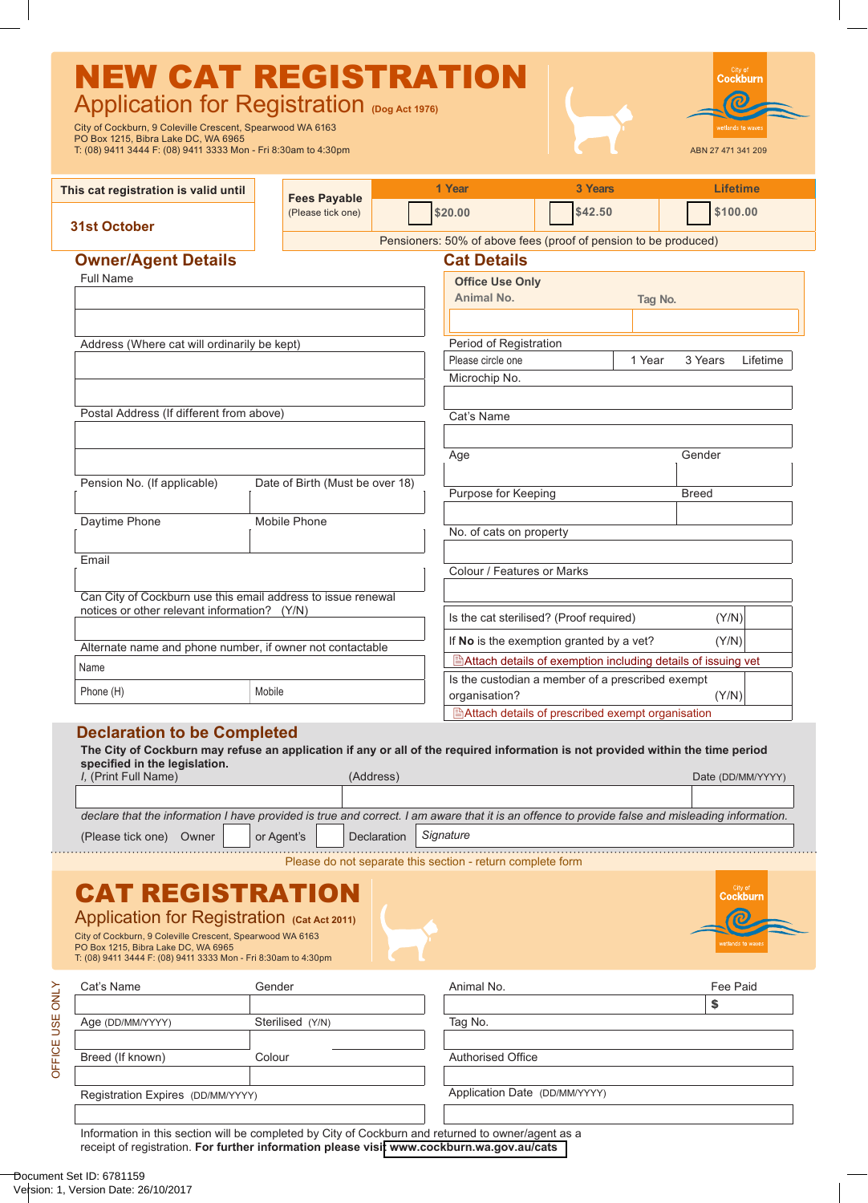# NEW CAT REGISTRATION

## Application for Registration (Dog Act 1976)

City of Cockburn, 9 Coleville Crescent, Spearwood WA 6163
PO Box 1215, Bibra Lake DC, WA 6965
T: (08) 9411 3444 F: (08) 9411 3333 Mon - Fri 8:30am to 4:30pm

City of Cockburn wetlands to waves

ABN 27 471 341 209

| This cat registration is valid until |
|---|
| **31st October** |

| Fees Payable (Please tick one) | 1 Year | 3 Years | Lifetime |
|---|---|---|---|
| | ☐ $20.00 | ☐ $42.50 | ☐ $100.00 |
| Pensioners: 50% of above fees (proof of pension to be produced) | | | |

## Owner/Agent Details

| Field | |
|---|---|
| Full Name | |
| Address (Where cat will ordinarily be kept) | |
| Postal Address (If different from above) | |
| Pension No. (If applicable) | Date of Birth (Must be over 18) |
| Daytime Phone | Mobile Phone |
| Email | |
| Can City of Cockburn use this email address to issue renewal notices or other relevant information? (Y/N) | |

Alternate name and phone number, if owner not contactable

| Name | |
|---|---|
| Phone (H) | Mobile |

## Cat Details

| Office Use Only | |
|---|---|
| Animal No. | Tag No. |
| | |

| Period of Registration | | | |
|---|---|---|---|
| Please circle one | 1 Year | 3 Years | Lifetime |

| Field | |
|---|---|
| Microchip No. | |
| Cat's Name | |
| Age | Gender |
| Purpose for Keeping | Breed |
| No. of cats on property | |
| Colour / Features or Marks | |

| Question | |
|---|---|
| Is the cat sterilised? (Proof required) (Y/N) | |
| If **No** is the exemption granted by a vet? (Y/N) | |
| Attach details of exemption including details of issuing vet | |
| Is the custodian a member of a prescribed exempt organisation? (Y/N) | |
| Attach details of prescribed exempt organisation | |

## Declaration to be Completed

**The City of Cockburn may refuse an application if any or all of the required information is not provided within the time period specified in the legislation.**

| I, (Print Full Name) | (Address) | Date (DD/MM/YYYY) |
|---|---|---|
| | | |

*declare that the information I have provided is true and correct. I am aware that it is an offence to provide false and misleading information.*

(Please tick one) Owner ☐ or Agent's ☐ Declaration *Signature*

Please do not separate this section - return complete form

# CAT REGISTRATION

## Application for Registration (Cat Act 2011)

City of Cockburn, 9 Coleville Crescent, Spearwood WA 6163
PO Box 1215, Bibra Lake DC, WA 6965
T: (08) 9411 3444 F: (08) 9411 3333 Mon - Fri 8:30am to 4:30pm

City of Cockburn wetlands to waves

OFFICE USE ONLY

| Cat's Name | Gender | Animal No. | Fee Paid |
|---|---|---|---|
| | | | $ |
| Age (DD/MM/YYYY) | Sterilised (Y/N) | Tag No. | |
| Breed (If known) | Colour | Authorised Office | |
| Registration Expires (DD/MM/YYYY) | | Application Date (DD/MM/YYYY) | |

Information in this section will be completed by City of Cockburn and returned to owner/agent as a receipt of registration. **For further information please visit www.cockburn.wa.gov.au/cats**

Document Set ID: 6781159
Version: 1, Version Date: 26/10/2017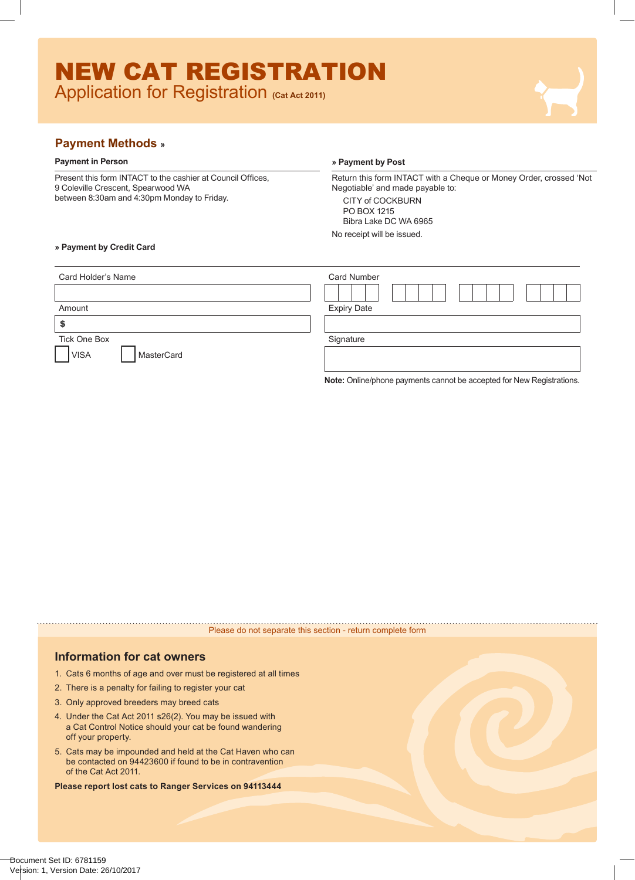# NEW CAT REGISTRATION

Application for Registration (Cat Act 2011)

## Payment Methods »

**Payment in Person**

Present this form INTACT to the cashier at Council Offices, 9 Coleville Crescent, Spearwood WA between 8:30am and 4:30pm Monday to Friday.

**» Payment by Post**

Return this form INTACT with a Cheque or Money Order, crossed 'Not Negotiable' and made payable to:

CITY of COCKBURN
PO BOX 1215
Bibra Lake DC WA 6965

No receipt will be issued.

**» Payment by Credit Card**

Card Holder's Name

Card Number

Amount

$

Expiry Date

Tick One Box

☐ VISA ☐ MasterCard

Signature

**Note:** Online/phone payments cannot be accepted for New Registrations.

Please do not separate this section - return complete form

## Information for cat owners

1. Cats 6 months of age and over must be registered at all times
2. There is a penalty for failing to register your cat
3. Only approved breeders may breed cats
4. Under the Cat Act 2011 s26(2). You may be issued with a Cat Control Notice should your cat be found wandering off your property.
5. Cats may be impounded and held at the Cat Haven who can be contacted on 94423600 if found to be in contravention of the Cat Act 2011.

**Please report lost cats to Ranger Services on 94113444**

Document Set ID: 6781159
Version: 1, Version Date: 26/10/2017